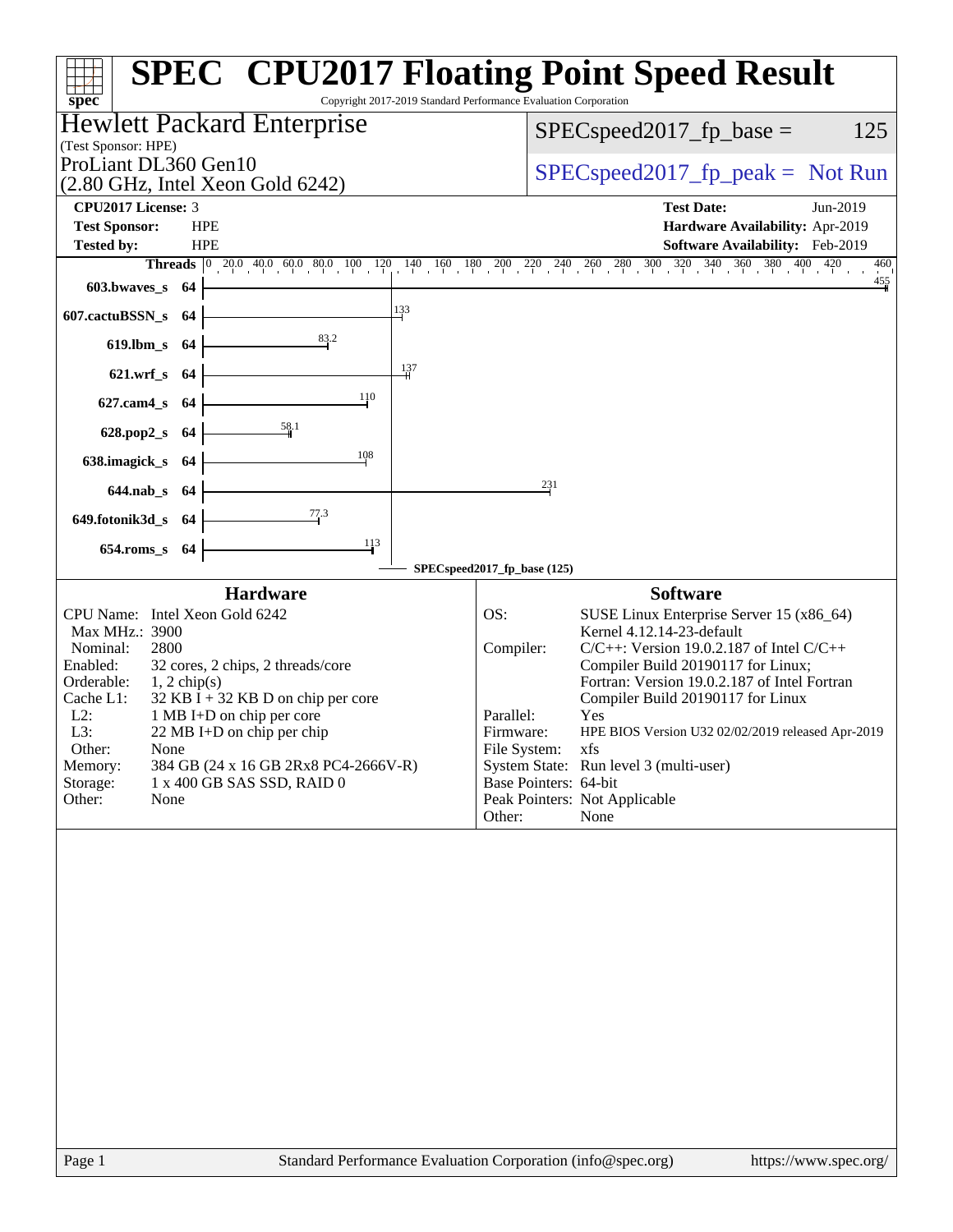# SPEC® CPU2017 Floating Point Speed Result

Copyright 2017-2019 Standard Performance Evaluation Corporation

**Hewlett Packard Enterprise**
(Test Sponsor: HPE)

ProLiant DL360 Gen10
(2.80 GHz, Intel Xeon Gold 6242)

SPECspeed2017_fp_base = 125

SPECspeed2017_fp_peak = Not Run

| | | | |
|---|---|---|---|
| **CPU2017 License:** | 3 | **Test Date:** | Jun-2019 |
| **Test Sponsor:** | HPE | **Hardware Availability:** | Apr-2019 |
| **Tested by:** | HPE | **Software Availability:** | Feb-2019 |

| Benchmark | Threads | Base Ratio |
|---|---|---|
| 603.bwaves_s | 64 | 455 |
| 607.cactuBSSN_s | 64 | 133 |
| 619.lbm_s | 64 | 83.2 |
| 621.wrf_s | 64 | 137 |
| 627.cam4_s | 64 | 110 |
| 628.pop2_s | 64 | 58.1 |
| 638.imagick_s | 64 | 108 |
| 644.nab_s | 64 | 231 |
| 649.fotonik3d_s | 64 | 77.3 |
| 654.roms_s | 64 | 113 |

SPECspeed2017_fp_base (125)

## Hardware

| | |
|---|---|
| CPU Name: | Intel Xeon Gold 6242 |
| Max MHz.: | 3900 |
| Nominal: | 2800 |
| Enabled: | 32 cores, 2 chips, 2 threads/core |
| Orderable: | 1, 2 chip(s) |
| Cache L1: | 32 KB I + 32 KB D on chip per core |
| L2: | 1 MB I+D on chip per core |
| L3: | 22 MB I+D on chip per chip |
| Other: | None |
| Memory: | 384 GB (24 x 16 GB 2Rx8 PC4-2666V-R) |
| Storage: | 1 x 400 GB SAS SSD, RAID 0 |
| Other: | None |

## Software

| | |
|---|---|
| OS: | SUSE Linux Enterprise Server 15 (x86_64) Kernel 4.12.14-23-default |
| Compiler: | C/C++: Version 19.0.2.187 of Intel C/C++ Compiler Build 20190117 for Linux; Fortran: Version 19.0.2.187 of Intel Fortran Compiler Build 20190117 for Linux |
| Parallel: | Yes |
| Firmware: | HPE BIOS Version U32 02/02/2019 released Apr-2019 |
| File System: | xfs |
| System State: | Run level 3 (multi-user) |
| Base Pointers: | 64-bit |
| Peak Pointers: | Not Applicable |
| Other: | None |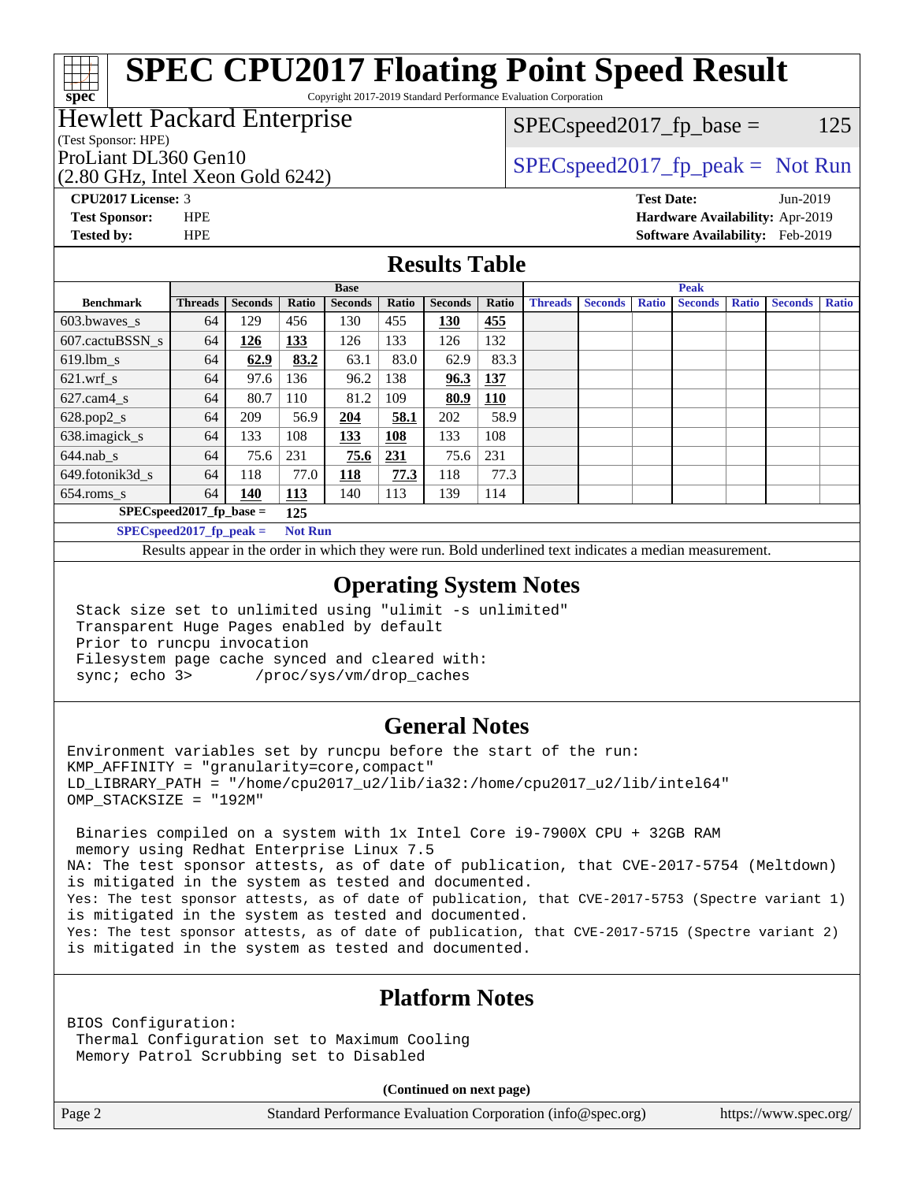# SPEC CPU2017 Floating Point Speed Result

Copyright 2017-2019 Standard Performance Evaluation Corporation

## Hewlett Packard Enterprise

(Test Sponsor: HPE)

ProLiant DL360 Gen10
(2.80 GHz, Intel Xeon Gold 6242)

SPECspeed2017_fp_base = 125

SPECspeed2017_fp_peak = Not Run

**CPU2017 License:** 3
**Test Sponsor:** HPE
**Tested by:** HPE

**Test Date:** Jun-2019
**Hardware Availability:** Apr-2019
**Software Availability:** Feb-2019

## Results Table

| Benchmark | Base | | | | | | | Peak | | | | | | |
|---|---|---|---|---|---|---|---|---|---|---|---|---|---|---|
| | Threads | Seconds | Ratio | Seconds | Ratio | Seconds | Ratio | Threads | Seconds | Ratio | Seconds | Ratio | Seconds | Ratio |
| 603.bwaves_s | 64 | 129 | 456 | 130 | 455 | **130** | **455** | | | | | | | |
| 607.cactuBSSN_s | 64 | **126** | **133** | 126 | 133 | 126 | 132 | | | | | | | |
| 619.lbm_s | 64 | **62.9** | **83.2** | 63.1 | 83.0 | 62.9 | 83.3 | | | | | | | |
| 621.wrf_s | 64 | 97.6 | 136 | 96.2 | 138 | **96.3** | **137** | | | | | | | |
| 627.cam4_s | 64 | 80.7 | 110 | 81.2 | 109 | **80.9** | **110** | | | | | | | |
| 628.pop2_s | 64 | 209 | 56.9 | **204** | **58.1** | 202 | 58.9 | | | | | | | |
| 638.imagick_s | 64 | 133 | 108 | **133** | **108** | 133 | 108 | | | | | | | |
| 644.nab_s | 64 | 75.6 | 231 | **75.6** | **231** | 75.6 | 231 | | | | | | | |
| 649.fotonik3d_s | 64 | 118 | 77.0 | **118** | **77.3** | 118 | 77.3 | | | | | | | |
| 654.roms_s | 64 | **140** | **113** | 140 | 113 | 139 | 114 | | | | | | | |

**SPECspeed2017_fp_base = 125**

**SPECspeed2017_fp_peak = Not Run**

Results appear in the order in which they were run. Bold underlined text indicates a median measurement.

## Operating System Notes

```
Stack size set to unlimited using "ulimit -s unlimited"
Transparent Huge Pages enabled by default
Prior to runcpu invocation
Filesystem page cache synced and cleared with:
sync; echo 3>       /proc/sys/vm/drop_caches
```

## General Notes

```
Environment variables set by runcpu before the start of the run:
KMP_AFFINITY = "granularity=core,compact"
LD_LIBRARY_PATH = "/home/cpu2017_u2/lib/ia32:/home/cpu2017_u2/lib/intel64"
OMP_STACKSIZE = "192M"

 Binaries compiled on a system with 1x Intel Core i9-7900X CPU + 32GB RAM
 memory using Redhat Enterprise Linux 7.5
NA: The test sponsor attests, as of date of publication, that CVE-2017-5754 (Meltdown)
is mitigated in the system as tested and documented.
Yes: The test sponsor attests, as of date of publication, that CVE-2017-5753 (Spectre variant 1)
is mitigated in the system as tested and documented.
Yes: The test sponsor attests, as of date of publication, that CVE-2017-5715 (Spectre variant 2)
is mitigated in the system as tested and documented.
```

## Platform Notes

```
BIOS Configuration:
 Thermal Configuration set to Maximum Cooling
 Memory Patrol Scrubbing set to Disabled
```

**(Continued on next page)**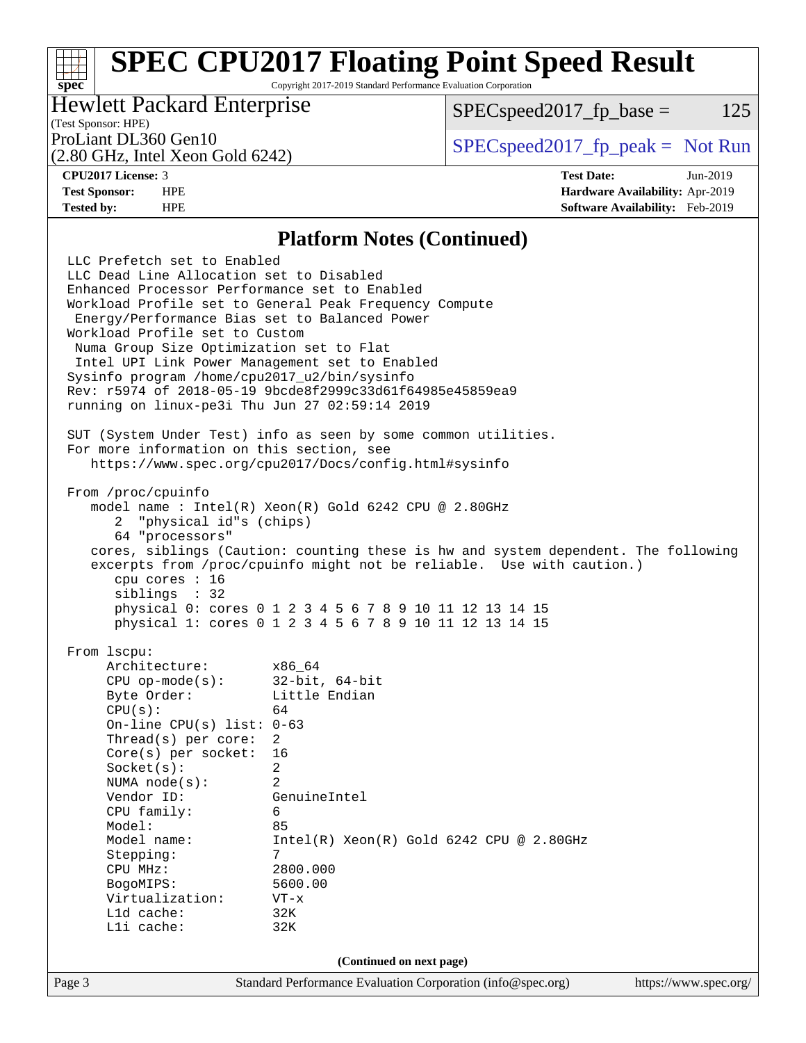## Platform Notes (Continued)

```
LLC Prefetch set to Enabled
LLC Dead Line Allocation set to Disabled
Enhanced Processor Performance set to Enabled
Workload Profile set to General Peak Frequency Compute
 Energy/Performance Bias set to Balanced Power
Workload Profile set to Custom
 Numa Group Size Optimization set to Flat
 Intel UPI Link Power Management set to Enabled
Sysinfo program /home/cpu2017_u2/bin/sysinfo
Rev: r5974 of 2018-05-19 9bcde8f2999c33d61f64985e45859ea9
running on linux-pe3i Thu Jun 27 02:59:14 2019

SUT (System Under Test) info as seen by some common utilities.
For more information on this section, see
   https://www.spec.org/cpu2017/Docs/config.html#sysinfo

From /proc/cpuinfo
   model name : Intel(R) Xeon(R) Gold 6242 CPU @ 2.80GHz
      2  "physical id"s (chips)
      64 "processors"
   cores, siblings (Caution: counting these is hw and system dependent. The following
   excerpts from /proc/cpuinfo might not be reliable.  Use with caution.)
      cpu cores : 16
      siblings  : 32
      physical 0: cores 0 1 2 3 4 5 6 7 8 9 10 11 12 13 14 15
      physical 1: cores 0 1 2 3 4 5 6 7 8 9 10 11 12 13 14 15

From lscpu:
     Architecture:        x86_64
     CPU op-mode(s):      32-bit, 64-bit
     Byte Order:          Little Endian
     CPU(s):              64
     On-line CPU(s) list: 0-63
     Thread(s) per core:  2
     Core(s) per socket:  16
     Socket(s):           2
     NUMA node(s):        2
     Vendor ID:           GenuineIntel
     CPU family:          6
     Model:               85
     Model name:          Intel(R) Xeon(R) Gold 6242 CPU @ 2.80GHz
     Stepping:            7
     CPU MHz:             2800.000
     BogoMIPS:            5600.00
     Virtualization:      VT-x
     L1d cache:           32K
     L1i cache:           32K
```

(Continued on next page)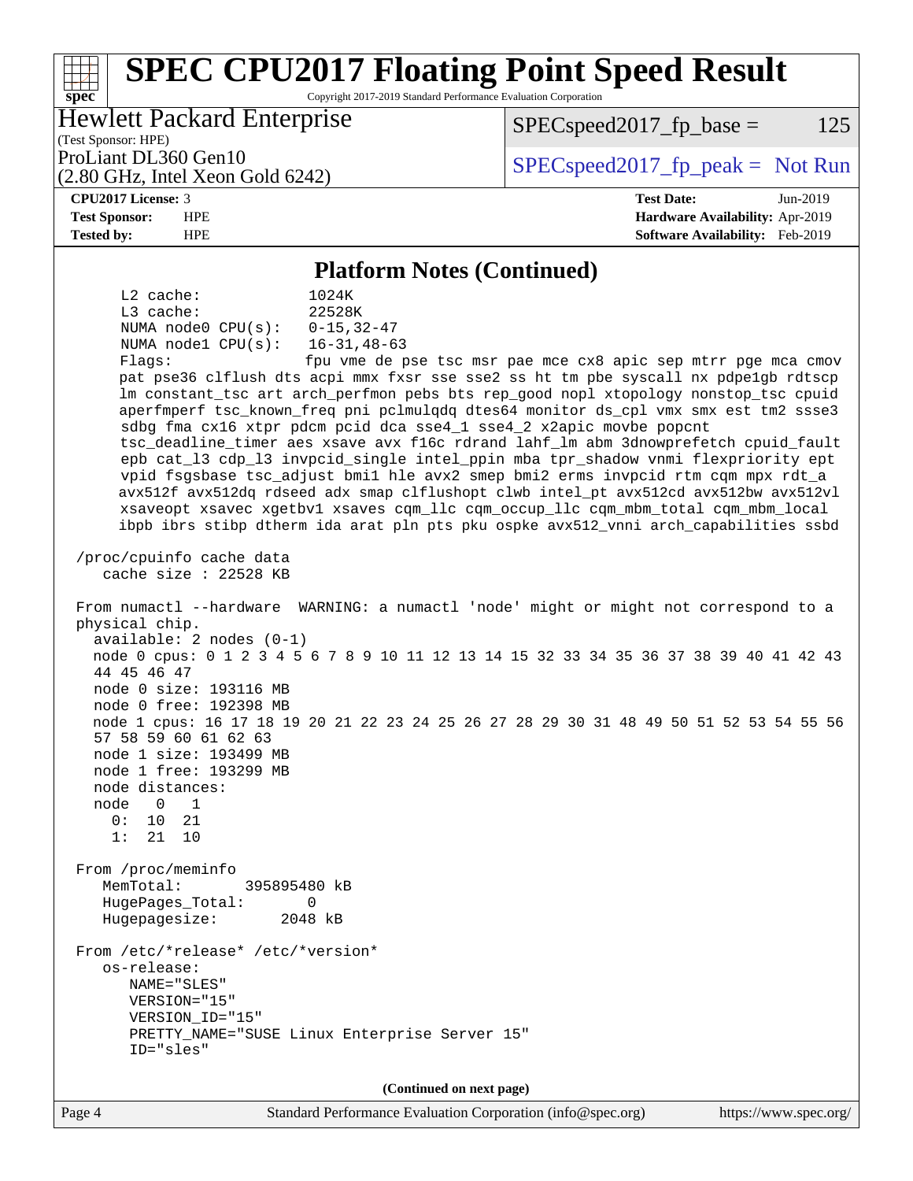## Platform Notes (Continued)

```
    L2 cache:              1024K
    L3 cache:              22528K
    NUMA node0 CPU(s):     0-15,32-47
    NUMA node1 CPU(s):     16-31,48-63
    Flags:                 fpu vme de pse tsc msr pae mce cx8 apic sep mtrr pge mca cmov
    pat pse36 clflush dts acpi mmx fxsr sse sse2 ss ht tm pbe syscall nx pdpe1gb rdtscp
    lm constant_tsc art arch_perfmon pebs bts rep_good nopl xtopology nonstop_tsc cpuid
    aperfmperf tsc_known_freq pni pclmulqdq dtes64 monitor ds_cpl vmx smx est tm2 ssse3
    sdbg fma cx16 xtpr pdcm pcid dca sse4_1 sse4_2 x2apic movbe popcnt
    tsc_deadline_timer aes xsave avx f16c rdrand lahf_lm abm 3dnowprefetch cpuid_fault
    epb cat_l3 cdp_l3 invpcid_single intel_ppin mba tpr_shadow vnmi flexpriority ept
    vpid fsgsbase tsc_adjust bmi1 hle avx2 smep bmi2 erms invpcid rtm cqm mpx rdt_a
    avx512f avx512dq rdseed adx smap clflushopt clwb intel_pt avx512cd avx512bw avx512vl
    xsaveopt xsavec xgetbv1 xsaves cqm_llc cqm_occup_llc cqm_mbm_total cqm_mbm_local
    ibpb ibrs stibp dtherm ida arat pln pts pku ospke avx512_vnni arch_capabilities ssbd

/proc/cpuinfo cache data
   cache size : 22528 KB

From numactl --hardware  WARNING: a numactl 'node' might or might not correspond to a
physical chip.
  available: 2 nodes (0-1)
  node 0 cpus: 0 1 2 3 4 5 6 7 8 9 10 11 12 13 14 15 32 33 34 35 36 37 38 39 40 41 42 43
  44 45 46 47
  node 0 size: 193116 MB
  node 0 free: 192398 MB
  node 1 cpus: 16 17 18 19 20 21 22 23 24 25 26 27 28 29 30 31 48 49 50 51 52 53 54 55 56
  57 58 59 60 61 62 63
  node 1 size: 193499 MB
  node 1 free: 193299 MB
  node distances:
  node   0   1
    0:  10  21
    1:  21  10

From /proc/meminfo
   MemTotal:       395895480 kB
   HugePages_Total:       0
   Hugepagesize:       2048 kB

From /etc/*release* /etc/*version*
   os-release:
      NAME="SLES"
      VERSION="15"
      VERSION_ID="15"
      PRETTY_NAME="SUSE Linux Enterprise Server 15"
      ID="sles"
```

(Continued on next page)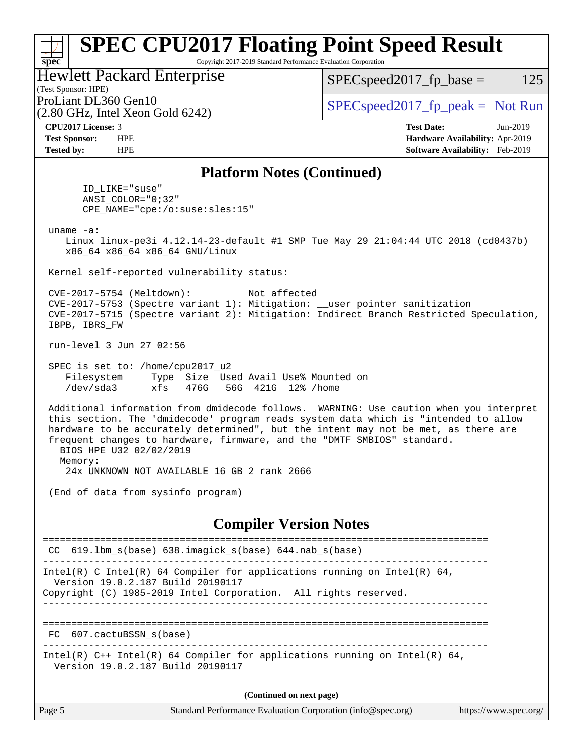## Platform Notes (Continued)

```
      ID_LIKE="suse"
      ANSI_COLOR="0;32"
      CPE_NAME="cpe:/o:suse:sles:15"

 uname -a:
    Linux linux-pe3i 4.12.14-23-default #1 SMP Tue May 29 21:04:44 UTC 2018 (cd0437b)
    x86_64 x86_64 x86_64 GNU/Linux

 Kernel self-reported vulnerability status:

 CVE-2017-5754 (Meltdown):          Not affected
 CVE-2017-5753 (Spectre variant 1): Mitigation: __user pointer sanitization
 CVE-2017-5715 (Spectre variant 2): Mitigation: Indirect Branch Restricted Speculation,
 IBPB, IBRS_FW

 run-level 3 Jun 27 02:56

 SPEC is set to: /home/cpu2017_u2
    Filesystem     Type  Size  Used Avail Use% Mounted on
    /dev/sda3      xfs   476G   56G  421G  12% /home

 Additional information from dmidecode follows.  WARNING: Use caution when you interpret
 this section. The 'dmidecode' program reads system data which is "intended to allow
 hardware to be accurately determined", but the intent may not be met, as there are
 frequent changes to hardware, firmware, and the "DMTF SMBIOS" standard.
   BIOS HPE U32 02/02/2019
   Memory:
    24x UNKNOWN NOT AVAILABLE 16 GB 2 rank 2666

 (End of data from sysinfo program)
```

## Compiler Version Notes

```
==============================================================================
 CC  619.lbm_s(base) 638.imagick_s(base) 644.nab_s(base)
------------------------------------------------------------------------------
Intel(R) C Intel(R) 64 Compiler for applications running on Intel(R) 64,
  Version 19.0.2.187 Build 20190117
Copyright (C) 1985-2019 Intel Corporation.  All rights reserved.
------------------------------------------------------------------------------

==============================================================================
 FC  607.cactuBSSN_s(base)
------------------------------------------------------------------------------
Intel(R) C++ Intel(R) 64 Compiler for applications running on Intel(R) 64,
  Version 19.0.2.187 Build 20190117
```

(Continued on next page)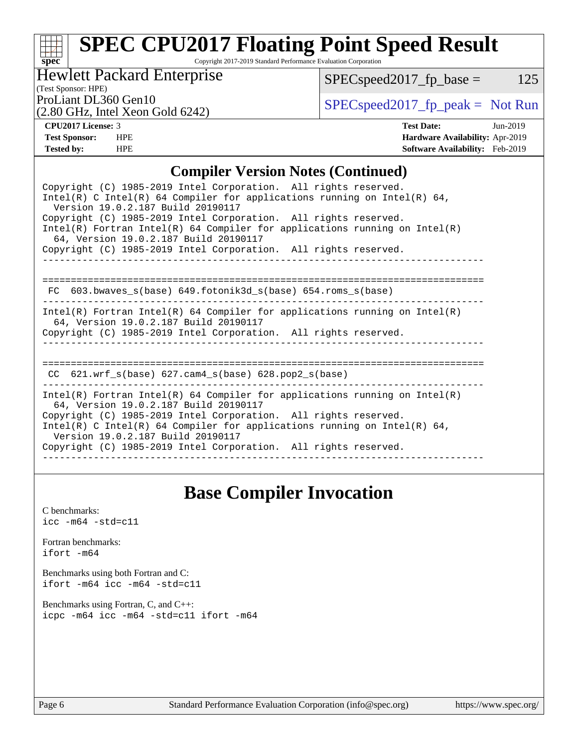# SPEC CPU2017 Floating Point Speed Result

Copyright 2017-2019 Standard Performance Evaluation Corporation

**Hewlett Packard Enterprise**
(Test Sponsor: HPE)
ProLiant DL360 Gen10
(2.80 GHz, Intel Xeon Gold 6242)

SPECspeed2017_fp_base = 125

SPECspeed2017_fp_peak = Not Run

| | | | |
|---|---|---|---|
| **CPU2017 License:** | 3 | **Test Date:** | Jun-2019 |
| **Test Sponsor:** | HPE | **Hardware Availability:** | Apr-2019 |
| **Tested by:** | HPE | **Software Availability:** | Feb-2019 |

## Compiler Version Notes (Continued)

```
Copyright (C) 1985-2019 Intel Corporation.  All rights reserved.
Intel(R) C Intel(R) 64 Compiler for applications running on Intel(R) 64,
  Version 19.0.2.187 Build 20190117
Copyright (C) 1985-2019 Intel Corporation.  All rights reserved.
Intel(R) Fortran Intel(R) 64 Compiler for applications running on Intel(R)
  64, Version 19.0.2.187 Build 20190117
Copyright (C) 1985-2019 Intel Corporation.  All rights reserved.
------------------------------------------------------------------------------

==============================================================================
 FC  603.bwaves_s(base) 649.fotonik3d_s(base) 654.roms_s(base)
------------------------------------------------------------------------------
Intel(R) Fortran Intel(R) 64 Compiler for applications running on Intel(R)
  64, Version 19.0.2.187 Build 20190117
Copyright (C) 1985-2019 Intel Corporation.  All rights reserved.
------------------------------------------------------------------------------

==============================================================================
 CC  621.wrf_s(base) 627.cam4_s(base) 628.pop2_s(base)
------------------------------------------------------------------------------
Intel(R) Fortran Intel(R) 64 Compiler for applications running on Intel(R)
  64, Version 19.0.2.187 Build 20190117
Copyright (C) 1985-2019 Intel Corporation.  All rights reserved.
Intel(R) C Intel(R) 64 Compiler for applications running on Intel(R) 64,
  Version 19.0.2.187 Build 20190117
Copyright (C) 1985-2019 Intel Corporation.  All rights reserved.
------------------------------------------------------------------------------
```

## Base Compiler Invocation

C benchmarks:
`icc -m64 -std=c11`

Fortran benchmarks:
`ifort -m64`

Benchmarks using both Fortran and C:
`ifort -m64 icc -m64 -std=c11`

Benchmarks using Fortran, C, and C++:
`icpc -m64 icc -m64 -std=c11 ifort -m64`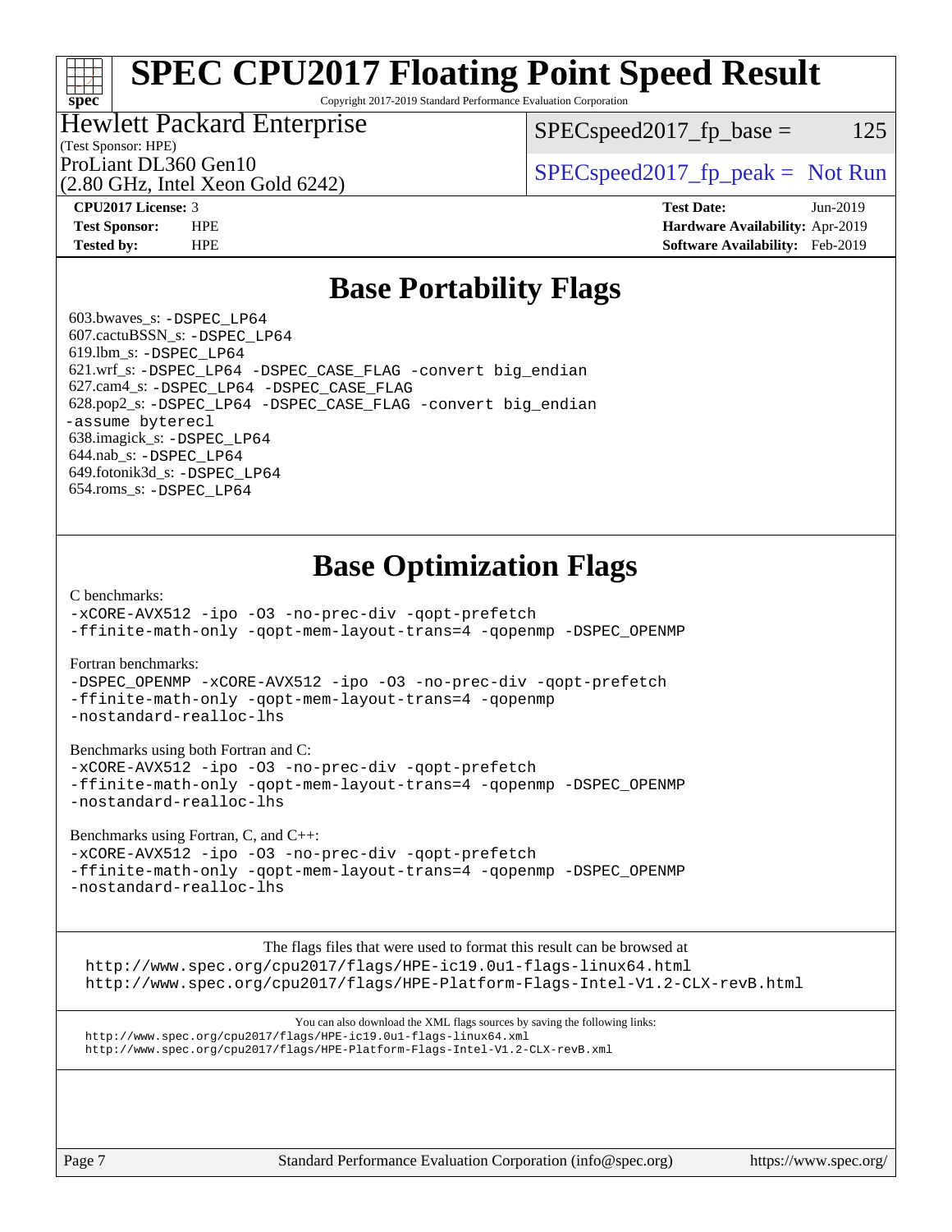# SPEC CPU2017 Floating Point Speed Result

Copyright 2017-2019 Standard Performance Evaluation Corporation

**Hewlett Packard Enterprise**
(Test Sponsor: HPE)
ProLiant DL360 Gen10
(2.80 GHz, Intel Xeon Gold 6242)

SPECspeed2017_fp_base = 125

SPECspeed2017_fp_peak = Not Run

**CPU2017 License:** 3
**Test Sponsor:** HPE
**Tested by:** HPE

**Test Date:** Jun-2019
**Hardware Availability:** Apr-2019
**Software Availability:** Feb-2019

## Base Portability Flags

603.bwaves_s: -DSPEC_LP64
607.cactuBSSN_s: -DSPEC_LP64
619.lbm_s: -DSPEC_LP64
621.wrf_s: -DSPEC_LP64 -DSPEC_CASE_FLAG -convert big_endian
627.cam4_s: -DSPEC_LP64 -DSPEC_CASE_FLAG
628.pop2_s: -DSPEC_LP64 -DSPEC_CASE_FLAG -convert big_endian -assume byterecl
638.imagick_s: -DSPEC_LP64
644.nab_s: -DSPEC_LP64
649.fotonik3d_s: -DSPEC_LP64
654.roms_s: -DSPEC_LP64

## Base Optimization Flags

C benchmarks:
-xCORE-AVX512 -ipo -O3 -no-prec-div -qopt-prefetch -ffinite-math-only -qopt-mem-layout-trans=4 -qopenmp -DSPEC_OPENMP

Fortran benchmarks:
-DSPEC_OPENMP -xCORE-AVX512 -ipo -O3 -no-prec-div -qopt-prefetch -ffinite-math-only -qopt-mem-layout-trans=4 -qopenmp -nostandard-realloc-lhs

Benchmarks using both Fortran and C:
-xCORE-AVX512 -ipo -O3 -no-prec-div -qopt-prefetch -ffinite-math-only -qopt-mem-layout-trans=4 -qopenmp -DSPEC_OPENMP -nostandard-realloc-lhs

Benchmarks using Fortran, C, and C++:
-xCORE-AVX512 -ipo -O3 -no-prec-div -qopt-prefetch -ffinite-math-only -qopt-mem-layout-trans=4 -qopenmp -DSPEC_OPENMP -nostandard-realloc-lhs

The flags files that were used to format this result can be browsed at
http://www.spec.org/cpu2017/flags/HPE-ic19.0u1-flags-linux64.html
http://www.spec.org/cpu2017/flags/HPE-Platform-Flags-Intel-V1.2-CLX-revB.html

You can also download the XML flags sources by saving the following links:
http://www.spec.org/cpu2017/flags/HPE-ic19.0u1-flags-linux64.xml
http://www.spec.org/cpu2017/flags/HPE-Platform-Flags-Intel-V1.2-CLX-revB.xml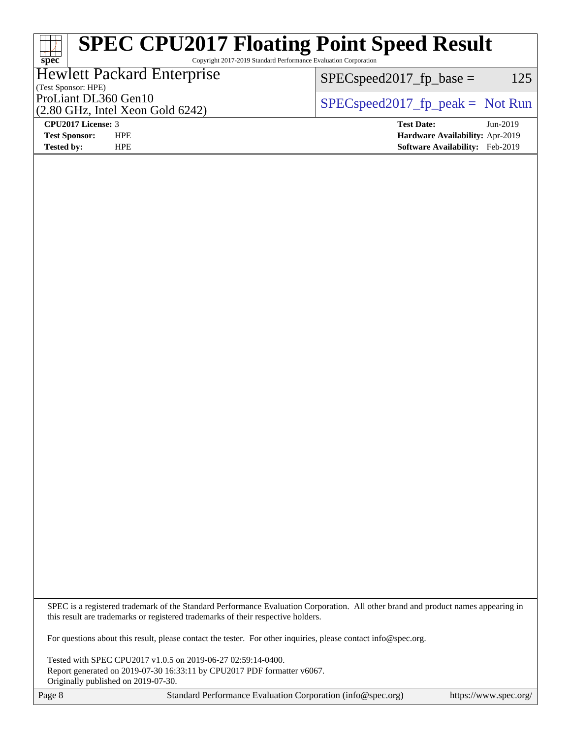SPEC is a registered trademark of the Standard Performance Evaluation Corporation. All other brand and product names appearing in this result are trademarks or registered trademarks of their respective holders.

For questions about this result, please contact the tester. For other inquiries, please contact info@spec.org.

Tested with SPEC CPU2017 v1.0.5 on 2019-06-27 02:59:14-0400.
Report generated on 2019-07-30 16:33:11 by CPU2017 PDF formatter v6067.
Originally published on 2019-07-30.